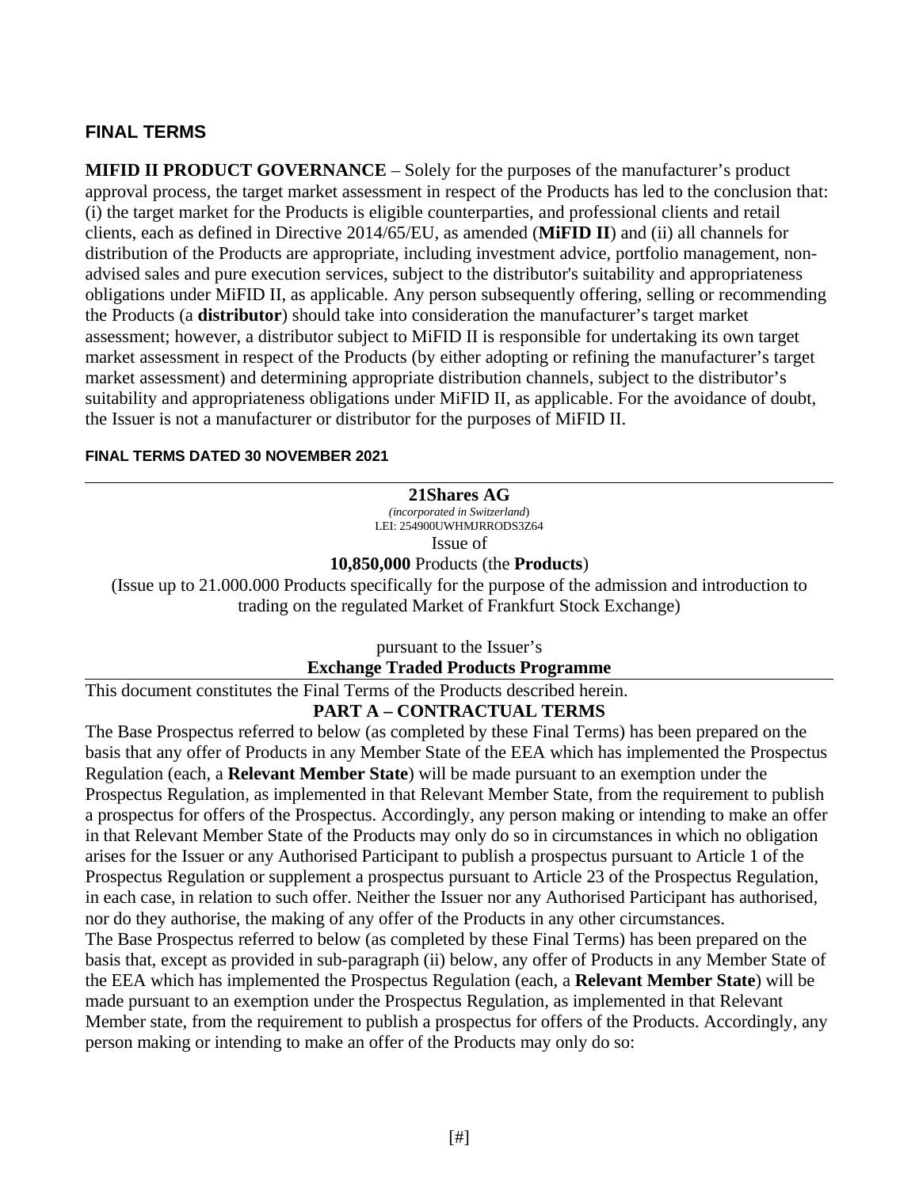# FINAL TERMS

**MIFID II PRODUCT GOVERNANCE** – Solely for the purposes of the manufacturer's product approval process, the target market assessment in respect of the Products has led to the conclusion that: (i) the target market for the Products is eligible counterparties, and professional clients and retail clients, each as defined in Directive 2014/65/EU, as amended (**MiFID II**) and (ii) all channels for distribution of the Products are appropriate, including investment advice, portfolio management, non-advised sales and pure execution services, subject to the distributor's suitability and appropriateness obligations under MiFID II, as applicable. Any person subsequently offering, selling or recommending the Products (a **distributor**) should take into consideration the manufacturer's target market assessment; however, a distributor subject to MiFID II is responsible for undertaking its own target market assessment in respect of the Products (by either adopting or refining the manufacturer's target market assessment) and determining appropriate distribution channels, subject to the distributor's suitability and appropriateness obligations under MiFID II, as applicable. For the avoidance of doubt, the Issuer is not a manufacturer or distributor for the purposes of MiFID II.

**FINAL TERMS DATED 30 NOVEMBER 2021**

---

**21Shares AG**
*(incorporated in Switzerland)*
LEI: 254900UWHMJRRODS3Z64
Issue of
**10,850,000** Products (the **Products**)
(Issue up to 21.000.000 Products specifically for the purpose of the admission and introduction to trading on the regulated Market of Frankfurt Stock Exchange)

pursuant to the Issuer's
**Exchange Traded Products Programme**

---

This document constitutes the Final Terms of the Products described herein.

## PART A – CONTRACTUAL TERMS

The Base Prospectus referred to below (as completed by these Final Terms) has been prepared on the basis that any offer of Products in any Member State of the EEA which has implemented the Prospectus Regulation (each, a **Relevant Member State**) will be made pursuant to an exemption under the Prospectus Regulation, as implemented in that Relevant Member State, from the requirement to publish a prospectus for offers of the Prospectus. Accordingly, any person making or intending to make an offer in that Relevant Member State of the Products may only do so in circumstances in which no obligation arises for the Issuer or any Authorised Participant to publish a prospectus pursuant to Article 1 of the Prospectus Regulation or supplement a prospectus pursuant to Article 23 of the Prospectus Regulation, in each case, in relation to such offer. Neither the Issuer nor any Authorised Participant has authorised, nor do they authorise, the making of any offer of the Products in any other circumstances.

The Base Prospectus referred to below (as completed by these Final Terms) has been prepared on the basis that, except as provided in sub-paragraph (ii) below, any offer of Products in any Member State of the EEA which has implemented the Prospectus Regulation (each, a **Relevant Member State**) will be made pursuant to an exemption under the Prospectus Regulation, as implemented in that Relevant Member state, from the requirement to publish a prospectus for offers of the Products. Accordingly, any person making or intending to make an offer of the Products may only do so: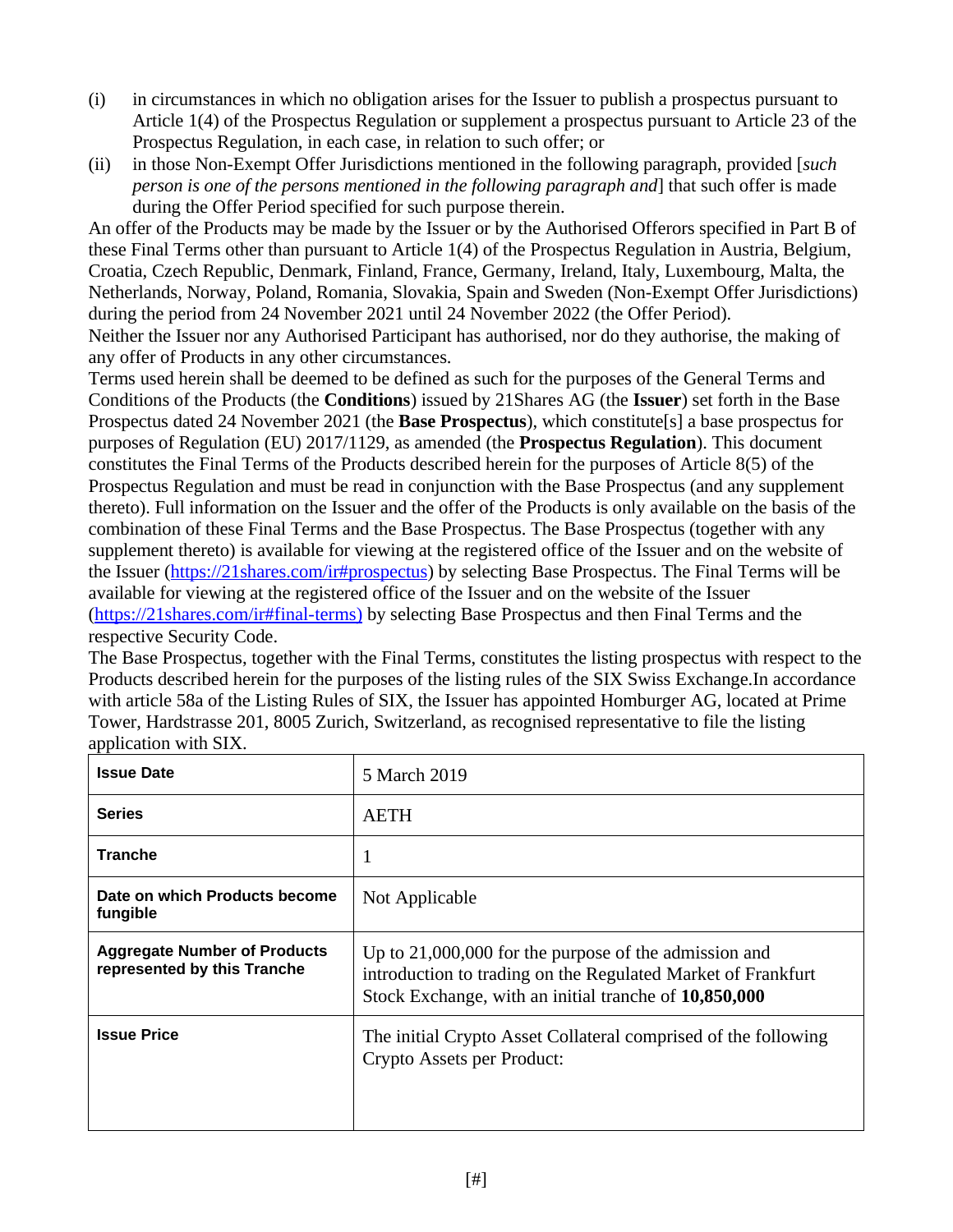(i) in circumstances in which no obligation arises for the Issuer to publish a prospectus pursuant to Article 1(4) of the Prospectus Regulation or supplement a prospectus pursuant to Article 23 of the Prospectus Regulation, in each case, in relation to such offer; or

(ii) in those Non-Exempt Offer Jurisdictions mentioned in the following paragraph, provided [*such person is one of the persons mentioned in the following paragraph and*] that such offer is made during the Offer Period specified for such purpose therein.

An offer of the Products may be made by the Issuer or by the Authorised Offerors specified in Part B of these Final Terms other than pursuant to Article 1(4) of the Prospectus Regulation in Austria, Belgium, Croatia, Czech Republic, Denmark, Finland, France, Germany, Ireland, Italy, Luxembourg, Malta, the Netherlands, Norway, Poland, Romania, Slovakia, Spain and Sweden (Non-Exempt Offer Jurisdictions) during the period from 24 November 2021 until 24 November 2022 (the Offer Period).

Neither the Issuer nor any Authorised Participant has authorised, nor do they authorise, the making of any offer of Products in any other circumstances.

Terms used herein shall be deemed to be defined as such for the purposes of the General Terms and Conditions of the Products (the **Conditions**) issued by 21Shares AG (the **Issuer**) set forth in the Base Prospectus dated 24 November 2021 (the **Base Prospectus**), which constitute[s] a base prospectus for purposes of Regulation (EU) 2017/1129, as amended (the **Prospectus Regulation**). This document constitutes the Final Terms of the Products described herein for the purposes of Article 8(5) of the Prospectus Regulation and must be read in conjunction with the Base Prospectus (and any supplement thereto). Full information on the Issuer and the offer of the Products is only available on the basis of the combination of these Final Terms and the Base Prospectus. The Base Prospectus (together with any supplement thereto) is available for viewing at the registered office of the Issuer and on the website of the Issuer (https://21shares.com/ir#prospectus) by selecting Base Prospectus. The Final Terms will be available for viewing at the registered office of the Issuer and on the website of the Issuer (https://21shares.com/ir#final-terms) by selecting Base Prospectus and then Final Terms and the respective Security Code.

The Base Prospectus, together with the Final Terms, constitutes the listing prospectus with respect to the Products described herein for the purposes of the listing rules of the SIX Swiss Exchange.In accordance with article 58a of the Listing Rules of SIX, the Issuer has appointed Homburger AG, located at Prime Tower, Hardstrasse 201, 8005 Zurich, Switzerland, as recognised representative to file the listing application with SIX.

| | |
|---|---|
| **Issue Date** | 5 March 2019 |
| **Series** | AETH |
| **Tranche** | 1 |
| **Date on which Products become fungible** | Not Applicable |
| **Aggregate Number of Products represented by this Tranche** | Up to 21,000,000 for the purpose of the admission and introduction to trading on the Regulated Market of Frankfurt Stock Exchange, with an initial tranche of **10,850,000** |
| **Issue Price** | The initial Crypto Asset Collateral comprised of the following Crypto Assets per Product: |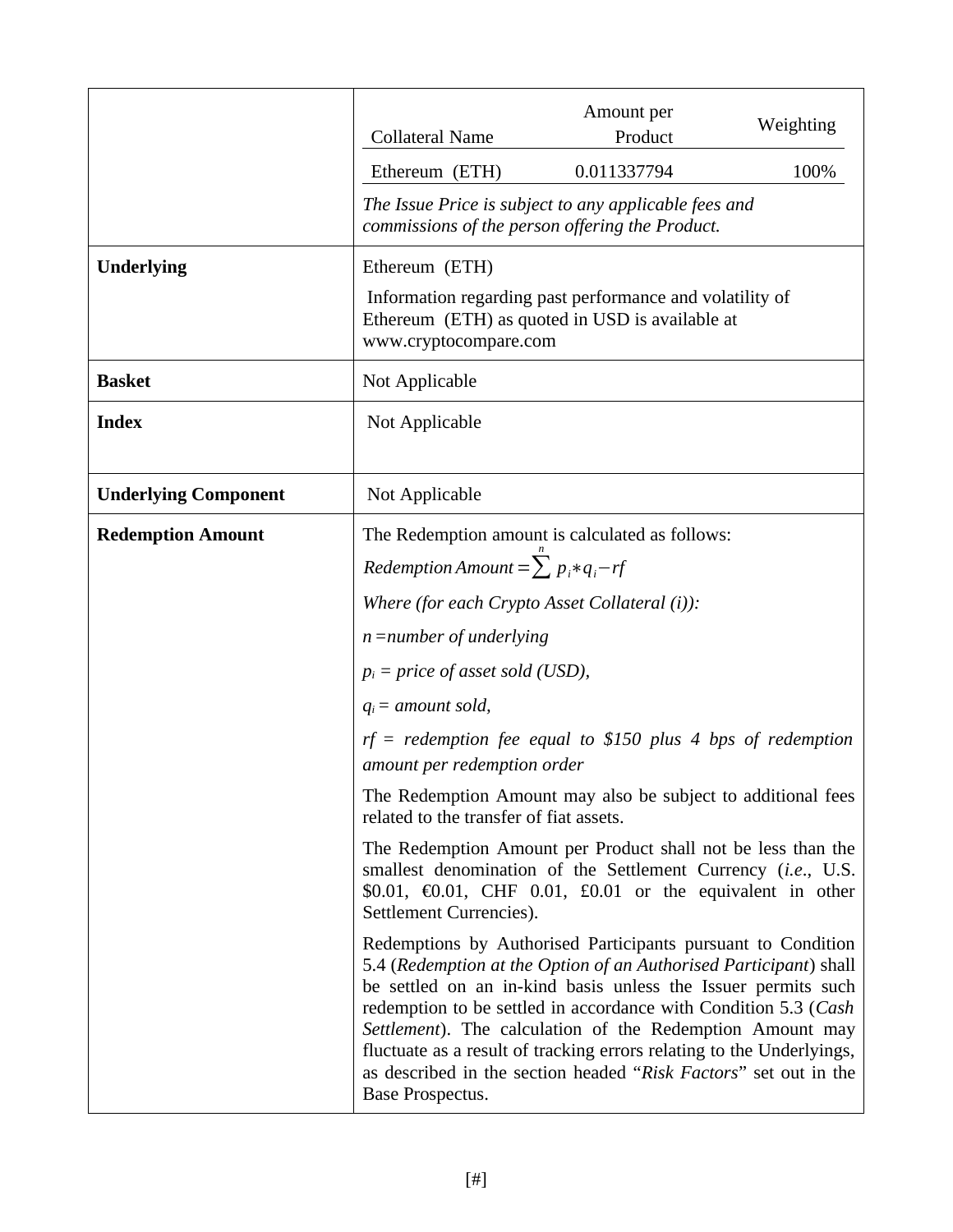| | |
|---|---|
| | <table><tr><th>Collateral Name</th><th>Amount per Product</th><th>Weighting</th></tr><tr><td>Ethereum (ETH)</td><td>0.011337794</td><td>100%</td></tr></table> *The Issue Price is subject to any applicable fees and commissions of the person offering the Product.* |
| **Underlying** | Ethereum (ETH)<br><br>Information regarding past performance and volatility of Ethereum (ETH) as quoted in USD is available at www.cryptocompare.com |
| **Basket** | Not Applicable |
| **Index** | Not Applicable |
| **Underlying Component** | Not Applicable |
| **Redemption Amount** | The Redemption amount is calculated as follows:<br><br>$Redemption\,Amount = \sum^{n} p_i * q_i - rf$<br><br>*Where (for each Crypto Asset Collateral (i)):*<br><br>$n$ *=number of underlying*<br><br>$p_i$ *= price of asset sold (USD),*<br><br>$q_i$ *= amount sold,*<br><br>$rf$ *= redemption fee equal to $150 plus 4 bps of redemption amount per redemption order*<br><br>The Redemption Amount may also be subject to additional fees related to the transfer of fiat assets.<br><br>The Redemption Amount per Product shall not be less than the smallest denomination of the Settlement Currency (*i.e.*, U.S. $0.01, €0.01, CHF 0.01, £0.01 or the equivalent in other Settlement Currencies).<br><br>Redemptions by Authorised Participants pursuant to Condition 5.4 (*Redemption at the Option of an Authorised Participant*) shall be settled on an in-kind basis unless the Issuer permits such redemption to be settled in accordance with Condition 5.3 (*Cash Settlement*). The calculation of the Redemption Amount may fluctuate as a result of tracking errors relating to the Underlyings, as described in the section headed "*Risk Factors*" set out in the Base Prospectus. |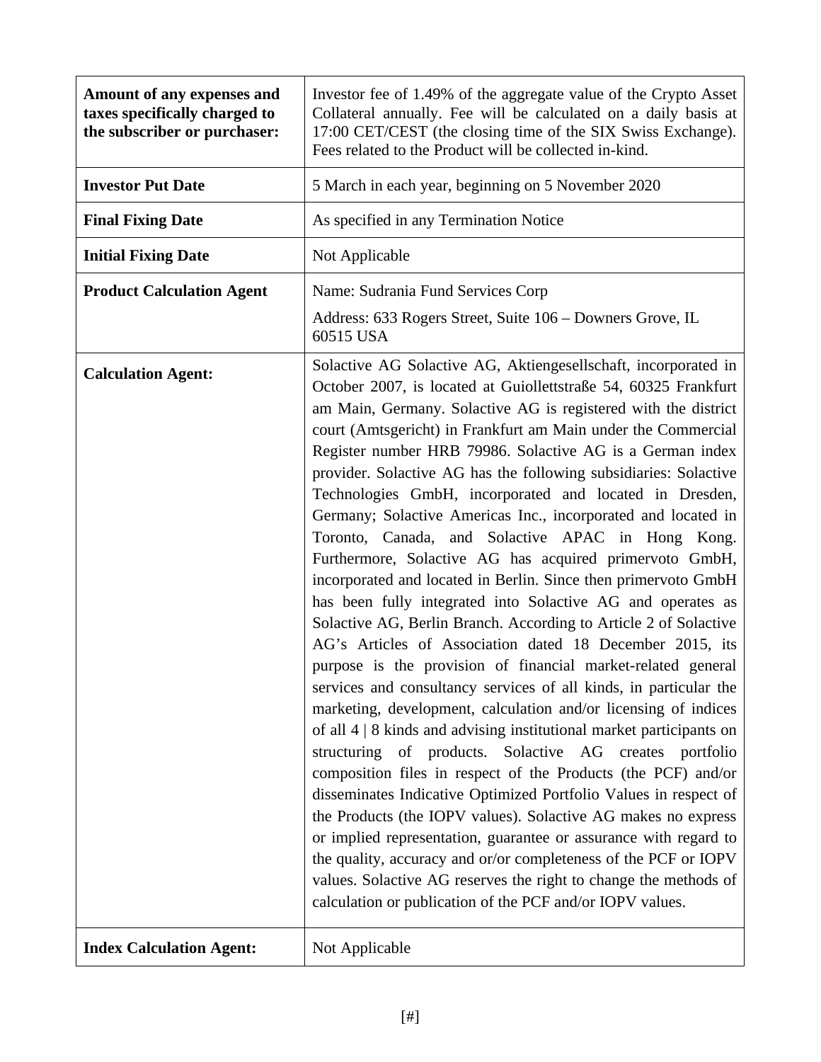| | |
|---|---|
| **Amount of any expenses and taxes specifically charged to the subscriber or purchaser:** | Investor fee of 1.49% of the aggregate value of the Crypto Asset Collateral annually. Fee will be calculated on a daily basis at 17:00 CET/CEST (the closing time of the SIX Swiss Exchange). Fees related to the Product will be collected in-kind. |
| **Investor Put Date** | 5 March in each year, beginning on 5 November 2020 |
| **Final Fixing Date** | As specified in any Termination Notice |
| **Initial Fixing Date** | Not Applicable |
| **Product Calculation Agent** | Name: Sudrania Fund Services Corp<br>Address: 633 Rogers Street, Suite 106 – Downers Grove, IL 60515 USA |
| **Calculation Agent:** | Solactive AG Solactive AG, Aktiengesellschaft, incorporated in October 2007, is located at Guiollettstraße 54, 60325 Frankfurt am Main, Germany. Solactive AG is registered with the district court (Amtsgericht) in Frankfurt am Main under the Commercial Register number HRB 79986. Solactive AG is a German index provider. Solactive AG has the following subsidiaries: Solactive Technologies GmbH, incorporated and located in Dresden, Germany; Solactive Americas Inc., incorporated and located in Toronto, Canada, and Solactive APAC in Hong Kong. Furthermore, Solactive AG has acquired primervoto GmbH, incorporated and located in Berlin. Since then primervoto GmbH has been fully integrated into Solactive AG and operates as Solactive AG, Berlin Branch. According to Article 2 of Solactive AG's Articles of Association dated 18 December 2015, its purpose is the provision of financial market-related general services and consultancy services of all kinds, in particular the marketing, development, calculation and/or licensing of indices of all 4 \| 8 kinds and advising institutional market participants on structuring of products. Solactive AG creates portfolio composition files in respect of the Products (the PCF) and/or disseminates Indicative Optimized Portfolio Values in respect of the Products (the IOPV values). Solactive AG makes no express or implied representation, guarantee or assurance with regard to the quality, accuracy and or/or completeness of the PCF or IOPV values. Solactive AG reserves the right to change the methods of calculation or publication of the PCF and/or IOPV values. |
| **Index Calculation Agent:** | Not Applicable |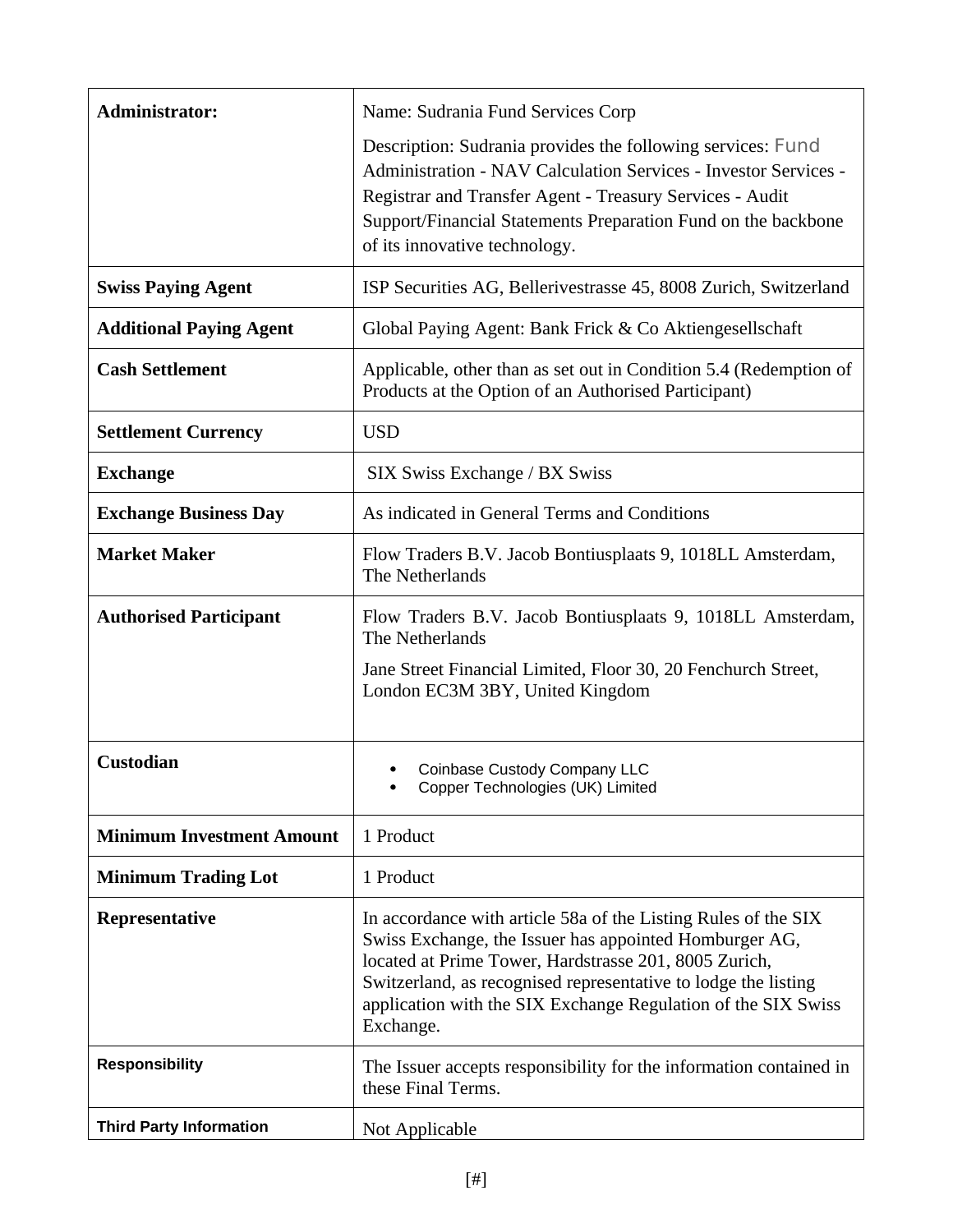| | |
|---|---|
| **Administrator:** | Name: Sudrania Fund Services Corp<br><br>Description: Sudrania provides the following services: Fund Administration - NAV Calculation Services - Investor Services - Registrar and Transfer Agent - Treasury Services - Audit Support/Financial Statements Preparation Fund on the backbone of its innovative technology. |
| **Swiss Paying Agent** | ISP Securities AG, Bellerivestrasse 45, 8008 Zurich, Switzerland |
| **Additional Paying Agent** | Global Paying Agent: Bank Frick & Co Aktiengesellschaft |
| **Cash Settlement** | Applicable, other than as set out in Condition 5.4 (Redemption of Products at the Option of an Authorised Participant) |
| **Settlement Currency** | USD |
| **Exchange** | SIX Swiss Exchange / BX Swiss |
| **Exchange Business Day** | As indicated in General Terms and Conditions |
| **Market Maker** | Flow Traders B.V. Jacob Bontiusplaats 9, 1018LL Amsterdam, The Netherlands |
| **Authorised Participant** | Flow Traders B.V. Jacob Bontiusplaats 9, 1018LL Amsterdam, The Netherlands<br><br>Jane Street Financial Limited, Floor 30, 20 Fenchurch Street, London EC3M 3BY, United Kingdom |
| **Custodian** | • Coinbase Custody Company LLC<br>• Copper Technologies (UK) Limited |
| **Minimum Investment Amount** | 1 Product |
| **Minimum Trading Lot** | 1 Product |
| **Representative** | In accordance with article 58a of the Listing Rules of the SIX Swiss Exchange, the Issuer has appointed Homburger AG, located at Prime Tower, Hardstrasse 201, 8005 Zurich, Switzerland, as recognised representative to lodge the listing application with the SIX Exchange Regulation of the SIX Swiss Exchange. |
| **Responsibility** | The Issuer accepts responsibility for the information contained in these Final Terms. |
| **Third Party Information** | Not Applicable |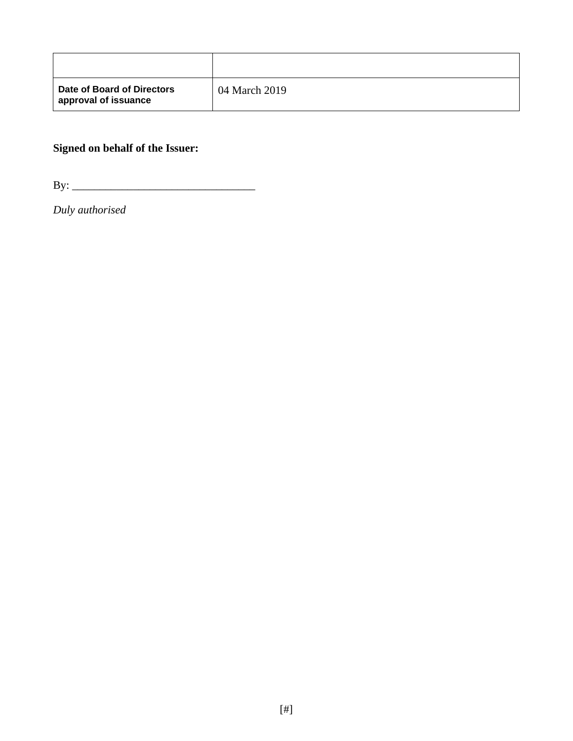| | |
|---|---|
| **Date of Board of Directors approval of issuance** | 04 March 2019 |

**Signed on behalf of the Issuer:**

By: ________________________________

*Duly authorised*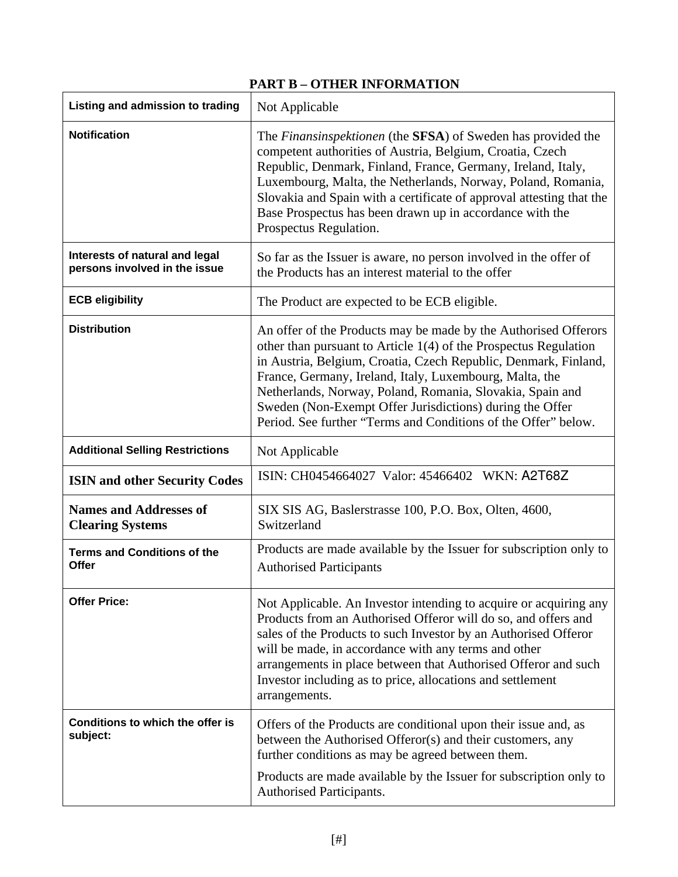## PART B – OTHER INFORMATION

| | |
|---|---|
| **Listing and admission to trading** | Not Applicable |
| **Notification** | The *Finansinspektionen* (the **SFSA**) of Sweden has provided the competent authorities of Austria, Belgium, Croatia, Czech Republic, Denmark, Finland, France, Germany, Ireland, Italy, Luxembourg, Malta, the Netherlands, Norway, Poland, Romania, Slovakia and Spain with a certificate of approval attesting that the Base Prospectus has been drawn up in accordance with the Prospectus Regulation. |
| **Interests of natural and legal persons involved in the issue** | So far as the Issuer is aware, no person involved in the offer of the Products has an interest material to the offer |
| **ECB eligibility** | The Product are expected to be ECB eligible. |
| **Distribution** | An offer of the Products may be made by the Authorised Offerors other than pursuant to Article 1(4) of the Prospectus Regulation in Austria, Belgium, Croatia, Czech Republic, Denmark, Finland, France, Germany, Ireland, Italy, Luxembourg, Malta, the Netherlands, Norway, Poland, Romania, Slovakia, Spain and Sweden (Non-Exempt Offer Jurisdictions) during the Offer Period. See further "Terms and Conditions of the Offer" below. |
| **Additional Selling Restrictions** | Not Applicable |
| **ISIN and other Security Codes** | ISIN: CH0454664027 Valor: 45466402 WKN: A2T68Z |
| **Names and Addresses of Clearing Systems** | SIX SIS AG, Baslerstrasse 100, P.O. Box, Olten, 4600, Switzerland |
| **Terms and Conditions of the Offer** | Products are made available by the Issuer for subscription only to Authorised Participants |
| **Offer Price:** | Not Applicable. An Investor intending to acquire or acquiring any Products from an Authorised Offeror will do so, and offers and sales of the Products to such Investor by an Authorised Offeror will be made, in accordance with any terms and other arrangements in place between that Authorised Offeror and such Investor including as to price, allocations and settlement arrangements. |
| **Conditions to which the offer is subject:** | Offers of the Products are conditional upon their issue and, as between the Authorised Offeror(s) and their customers, any further conditions as may be agreed between them.<br><br>Products are made available by the Issuer for subscription only to Authorised Participants. |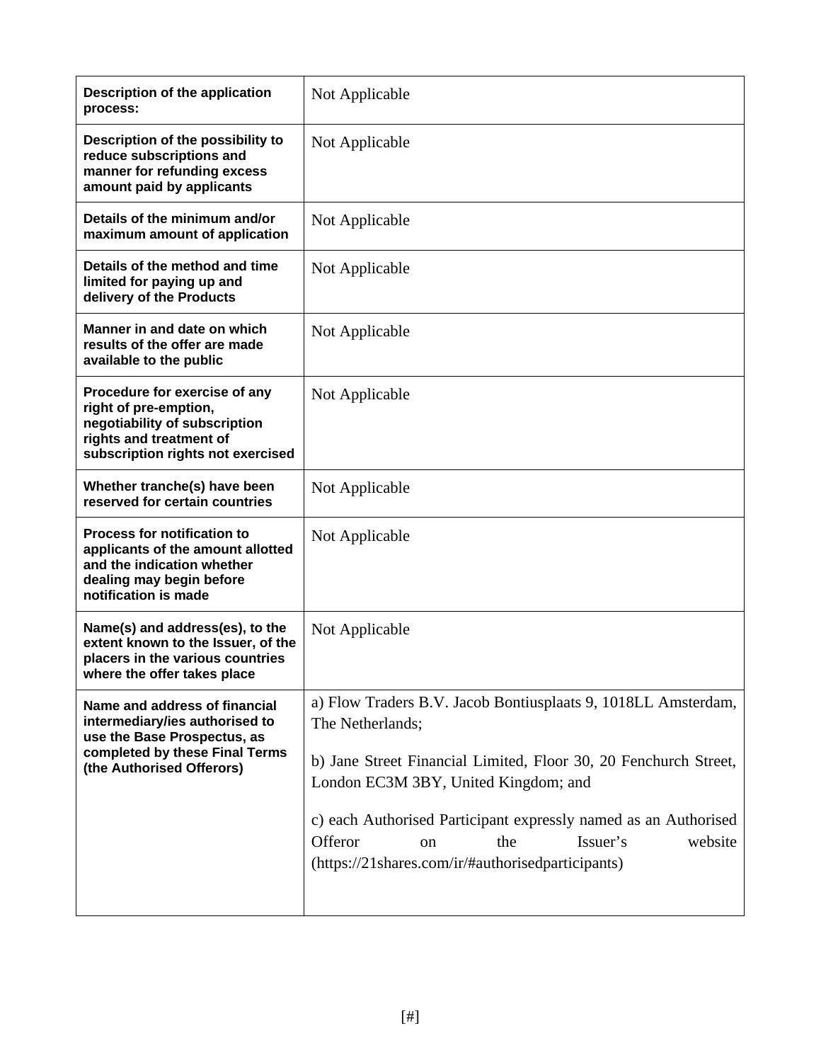| | |
|---|---|
| **Description of the application process:** | Not Applicable |
| **Description of the possibility to reduce subscriptions and manner for refunding excess amount paid by applicants** | Not Applicable |
| **Details of the minimum and/or maximum amount of application** | Not Applicable |
| **Details of the method and time limited for paying up and delivery of the Products** | Not Applicable |
| **Manner in and date on which results of the offer are made available to the public** | Not Applicable |
| **Procedure for exercise of any right of pre-emption, negotiability of subscription rights and treatment of subscription rights not exercised** | Not Applicable |
| **Whether tranche(s) have been reserved for certain countries** | Not Applicable |
| **Process for notification to applicants of the amount allotted and the indication whether dealing may begin before notification is made** | Not Applicable |
| **Name(s) and address(es), to the extent known to the Issuer, of the placers in the various countries where the offer takes place** | Not Applicable |
| **Name and address of financial intermediary/ies authorised to use the Base Prospectus, as completed by these Final Terms (the Authorised Offerors)** | a) Flow Traders B.V. Jacob Bontiusplaats 9, 1018LL Amsterdam, The Netherlands;<br><br>b) Jane Street Financial Limited, Floor 30, 20 Fenchurch Street, London EC3M 3BY, United Kingdom; and<br><br>c) each Authorised Participant expressly named as an Authorised Offeror on the Issuer's website (https://21shares.com/ir/#authorisedparticipants) |